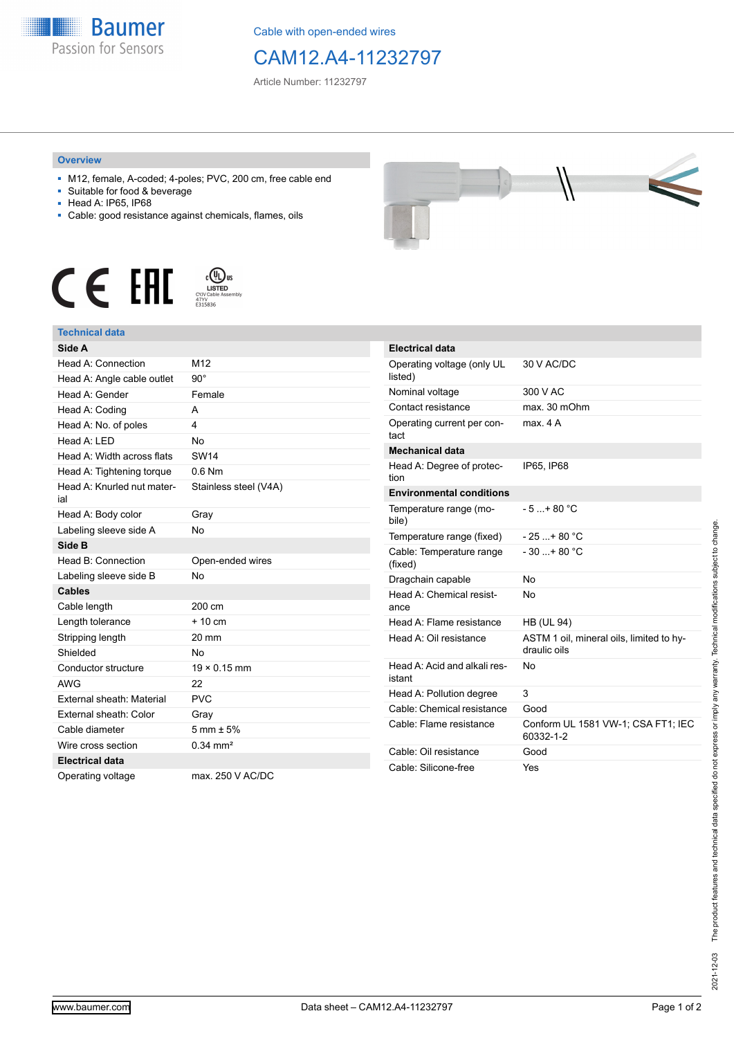Cable with open-ended wires

# CAM12.A4-11232797

Article Number: 11232797

## Overview

- M12, female, A-coded; 4-poles; PVC, 200 cm, free cable end
- Suitable for food & beverage
- Head A: IP65, IP68
- Cable: good resistance against chemicals, flames, oils

## Technical data

| Side A | |
|---|---|
| Head A: Connection | M12 |
| Head A: Angle cable outlet | 90° |
| Head A: Gender | Female |
| Head A: Coding | A |
| Head A: No. of poles | 4 |
| Head A: LED | No |
| Head A: Width across flats | SW14 |
| Head A: Tightening torque | 0.6 Nm |
| Head A: Knurled nut material | Stainless steel (V4A) |
| Head A: Body color | Gray |
| Labeling sleeve side A | No |
| **Side B** | |
| Head B: Connection | Open-ended wires |
| Labeling sleeve side B | No |
| **Cables** | |
| Cable length | 200 cm |
| Length tolerance | + 10 cm |
| Stripping length | 20 mm |
| Shielded | No |
| Conductor structure | 19 × 0.15 mm |
| AWG | 22 |
| External sheath: Material | PVC |
| External sheath: Color | Gray |
| Cable diameter | 5 mm ± 5% |
| Wire cross section | 0.34 mm² |
| **Electrical data** | |
| Operating voltage | max. 250 V AC/DC |

| Electrical data | |
|---|---|
| Operating voltage (only UL listed) | 30 V AC/DC |
| Nominal voltage | 300 V AC |
| Contact resistance | max. 30 mOhm |
| Operating current per contact | max. 4 A |
| **Mechanical data** | |
| Head A: Degree of protection | IP65, IP68 |
| **Environmental conditions** | |
| Temperature range (mobile) | - 5 ...+ 80 °C |
| Temperature range (fixed) | - 25 ...+ 80 °C |
| Cable: Temperature range (fixed) | - 30 ...+ 80 °C |
| Dragchain capable | No |
| Head A: Chemical resistance | No |
| Head A: Flame resistance | HB (UL 94) |
| Head A: Oil resistance | ASTM 1 oil, mineral oils, limited to hydraulic oils |
| Head A: Acid and alkali resistant | No |
| Head A: Pollution degree | 3 |
| Cable: Chemical resistance | Good |
| Cable: Flame resistance | Conform UL 1581 VW-1; CSA FT1; IEC 60332-1-2 |
| Cable: Oil resistance | Good |
| Cable: Silicone-free | Yes |

2021-12-03 The product features and technical data specified do not express or imply any warranty. Technical modifications subject to change.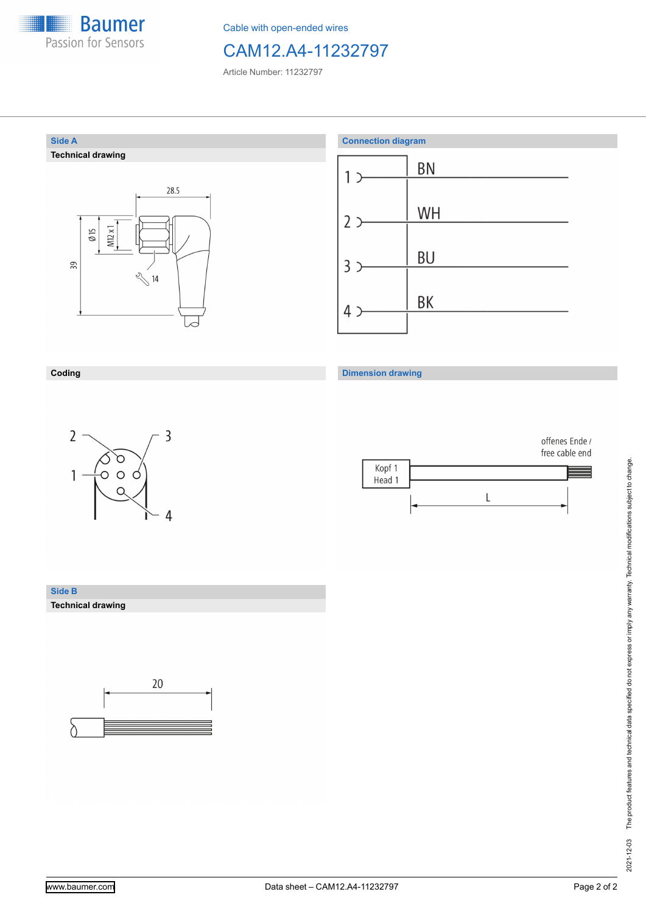Cable with open-ended wires

# CAM12.A4-11232797

Article Number: 11232797

## Side A

### Technical drawing

28.5

Ø 15

M12 x 1

39

14

## Connection diagram

1 BN

2 WH

3 BU

4 BK

### Coding

2

3

1

4

## Dimension drawing

Kopf 1
Head 1

offenes Ende /
free cable end

L

## Side B

### Technical drawing

20

The product features and technical data specified do not express or imply any warranty. Technical modifications subject to change.

2021-12-03